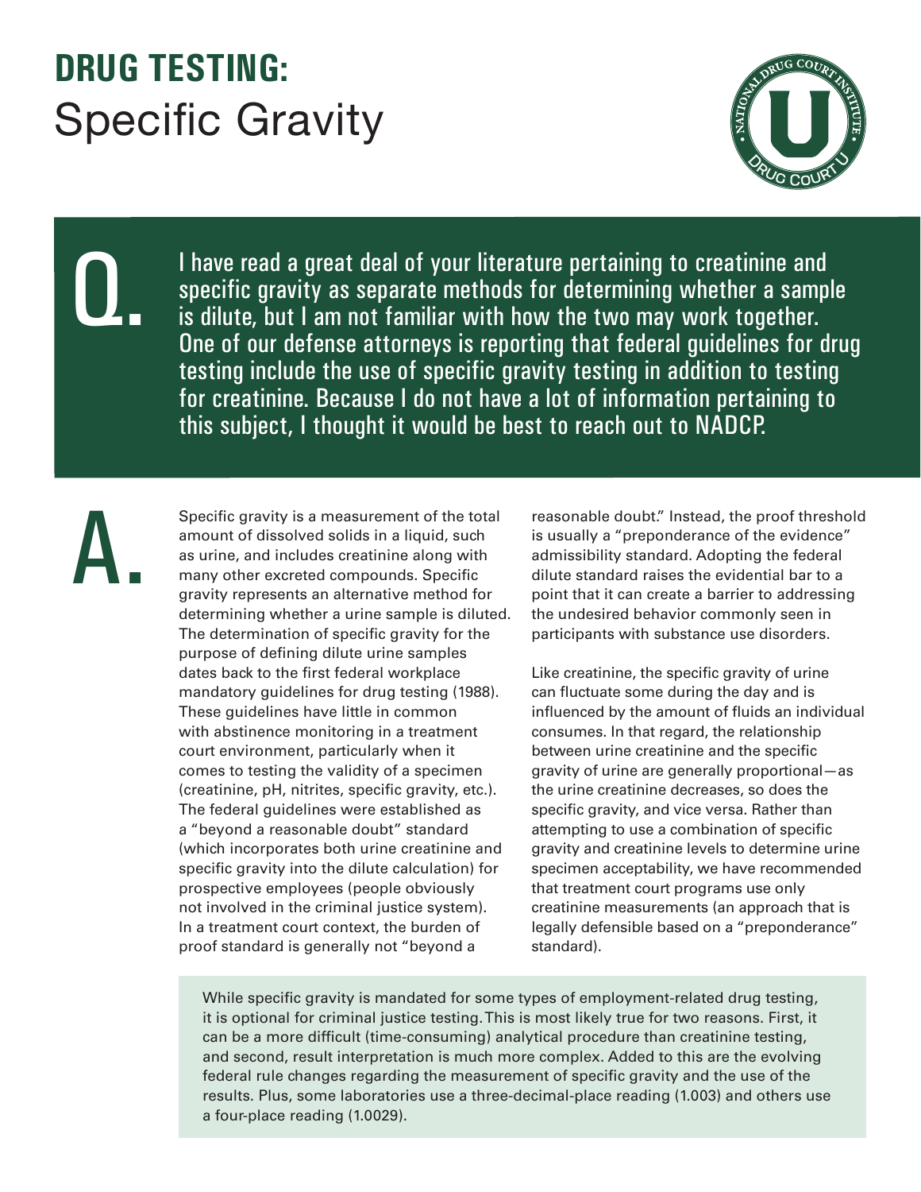# DRUG TESTING: Specific Gravity

**Q.** I have read a great deal of your literature pertaining to creatinine and specific gravity as separate methods for determining whether a sample is dilute, but I am not familiar with how the two may work together. One of our defense attorneys is reporting that federal guidelines for drug testing include the use of specific gravity testing in addition to testing for creatinine. Because I do not have a lot of information pertaining to this subject, I thought it would be best to reach out to NADCP.

**A.** Specific gravity is a measurement of the total amount of dissolved solids in a liquid, such as urine, and includes creatinine along with many other excreted compounds. Specific gravity represents an alternative method for determining whether a urine sample is diluted. The determination of specific gravity for the purpose of defining dilute urine samples dates back to the first federal workplace mandatory guidelines for drug testing (1988). These guidelines have little in common with abstinence monitoring in a treatment court environment, particularly when it comes to testing the validity of a specimen (creatinine, pH, nitrites, specific gravity, etc.). The federal guidelines were established as a "beyond a reasonable doubt" standard (which incorporates both urine creatinine and specific gravity into the dilute calculation) for prospective employees (people obviously not involved in the criminal justice system). In a treatment court context, the burden of proof standard is generally not "beyond a reasonable doubt." Instead, the proof threshold is usually a "preponderance of the evidence" admissibility standard. Adopting the federal dilute standard raises the evidential bar to a point that it can create a barrier to addressing the undesired behavior commonly seen in participants with substance use disorders.

Like creatinine, the specific gravity of urine can fluctuate some during the day and is influenced by the amount of fluids an individual consumes. In that regard, the relationship between urine creatinine and the specific gravity of urine are generally proportional—as the urine creatinine decreases, so does the specific gravity, and vice versa. Rather than attempting to use a combination of specific gravity and creatinine levels to determine urine specimen acceptability, we have recommended that treatment court programs use only creatinine measurements (an approach that is legally defensible based on a "preponderance" standard).

While specific gravity is mandated for some types of employment-related drug testing, it is optional for criminal justice testing. This is most likely true for two reasons. First, it can be a more difficult (time-consuming) analytical procedure than creatinine testing, and second, result interpretation is much more complex. Added to this are the evolving federal rule changes regarding the measurement of specific gravity and the use of the results. Plus, some laboratories use a three-decimal-place reading (1.003) and others use a four-place reading (1.0029).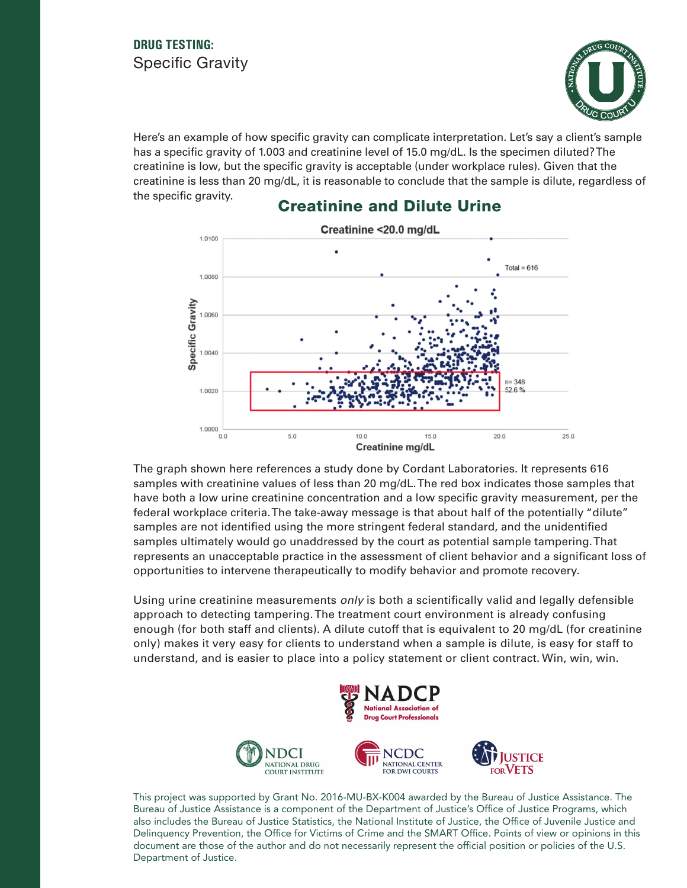## DRUG TESTING:
Specific Gravity

Here's an example of how specific gravity can complicate interpretation. Let's say a client's sample has a specific gravity of 1.003 and creatinine level of 15.0 mg/dL. Is the specimen diluted? The creatinine is low, but the specific gravity is acceptable (under workplace rules). Given that the creatinine is less than 20 mg/dL, it is reasonable to conclude that the sample is dilute, regardless of the specific gravity.

### Creatinine and Dilute Urine

Creatinine <20.0 mg/dL

Specific Gravity

1.0100
1.0080
1.0060
1.0040
1.0020
1.0000

Total = 616

n= 348
52.6 %

0.0
5.0
10.0
15.0
20.0
25.0

Creatinine mg/dL

The graph shown here references a study done by Cordant Laboratories. It represents 616 samples with creatinine values of less than 20 mg/dL. The red box indicates those samples that have both a low urine creatinine concentration and a low specific gravity measurement, per the federal workplace criteria. The take-away message is that about half of the potentially "dilute" samples are not identified using the more stringent federal standard, and the unidentified samples ultimately would go unaddressed by the court as potential sample tampering. That represents an unacceptable practice in the assessment of client behavior and a significant loss of opportunities to intervene therapeutically to modify behavior and promote recovery.

Using urine creatinine measurements *only* is both a scientifically valid and legally defensible approach to detecting tampering. The treatment court environment is already confusing enough (for both staff and clients). A dilute cutoff that is equivalent to 20 mg/dL (for creatinine only) makes it very easy for clients to understand when a sample is dilute, is easy for staff to understand, and is easier to place into a policy statement or client contract. Win, win, win.

NADCP National Association of Drug Court Professionals

NDCI National Drug Court Institute

NCDC National Center for DWI Courts

Justice for Vets

This project was supported by Grant No. 2016-MU-BX-K004 awarded by the Bureau of Justice Assistance. The Bureau of Justice Assistance is a component of the Department of Justice's Office of Justice Programs, which also includes the Bureau of Justice Statistics, the National Institute of Justice, the Office of Juvenile Justice and Delinquency Prevention, the Office for Victims of Crime and the SMART Office. Points of view or opinions in this document are those of the author and do not necessarily represent the official position or policies of the U.S. Department of Justice.